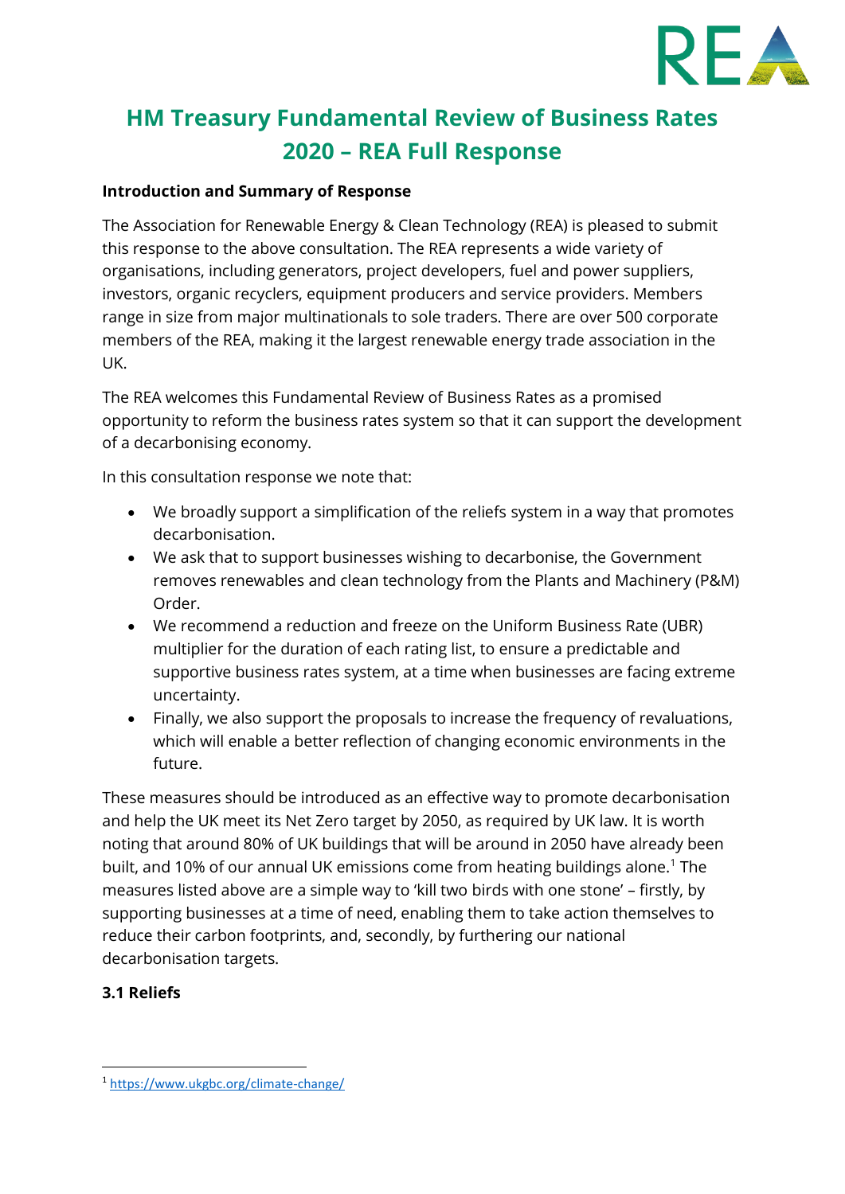# HM Treasury Fundamental Review of Business Rates 2020 – REA Full Response

**Introduction and Summary of Response**

The Association for Renewable Energy & Clean Technology (REA) is pleased to submit this response to the above consultation. The REA represents a wide variety of organisations, including generators, project developers, fuel and power suppliers, investors, organic recyclers, equipment producers and service providers. Members range in size from major multinationals to sole traders. There are over 500 corporate members of the REA, making it the largest renewable energy trade association in the UK.

The REA welcomes this Fundamental Review of Business Rates as a promised opportunity to reform the business rates system so that it can support the development of a decarbonising economy.

In this consultation response we note that:

- We broadly support a simplification of the reliefs system in a way that promotes decarbonisation.
- We ask that to support businesses wishing to decarbonise, the Government removes renewables and clean technology from the Plants and Machinery (P&M) Order.
- We recommend a reduction and freeze on the Uniform Business Rate (UBR) multiplier for the duration of each rating list, to ensure a predictable and supportive business rates system, at a time when businesses are facing extreme uncertainty.
- Finally, we also support the proposals to increase the frequency of revaluations, which will enable a better reflection of changing economic environments in the future.

These measures should be introduced as an effective way to promote decarbonisation and help the UK meet its Net Zero target by 2050, as required by UK law. It is worth noting that around 80% of UK buildings that will be around in 2050 have already been built, and 10% of our annual UK emissions come from heating buildings alone.[1] The measures listed above are a simple way to 'kill two birds with one stone' – firstly, by supporting businesses at a time of need, enabling them to take action themselves to reduce their carbon footprints, and, secondly, by furthering our national decarbonisation targets.

**3.1 Reliefs**

[1] https://www.ukgbc.org/climate-change/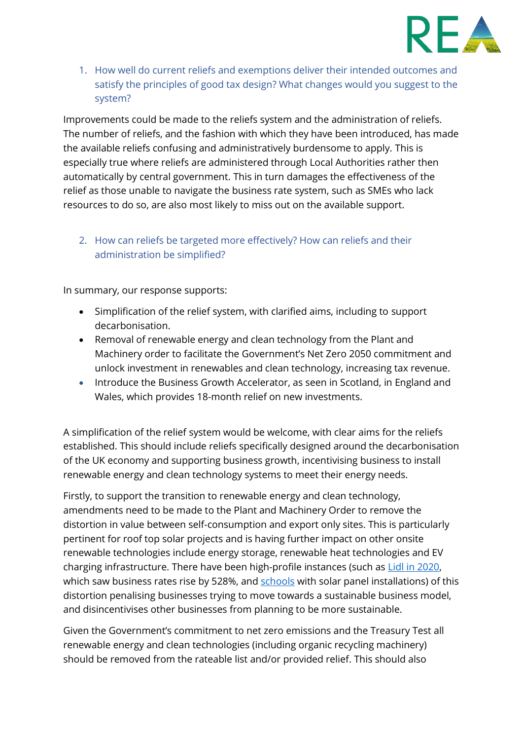1. How well do current reliefs and exemptions deliver their intended outcomes and satisfy the principles of good tax design? What changes would you suggest to the system?

Improvements could be made to the reliefs system and the administration of reliefs. The number of reliefs, and the fashion with which they have been introduced, has made the available reliefs confusing and administratively burdensome to apply. This is especially true where reliefs are administered through Local Authorities rather then automatically by central government. This in turn damages the effectiveness of the relief as those unable to navigate the business rate system, such as SMEs who lack resources to do so, are also most likely to miss out on the available support.

2. How can reliefs be targeted more effectively? How can reliefs and their administration be simplified?

In summary, our response supports:

- Simplification of the relief system, with clarified aims, including to support decarbonisation.
- Removal of renewable energy and clean technology from the Plant and Machinery order to facilitate the Government's Net Zero 2050 commitment and unlock investment in renewables and clean technology, increasing tax revenue.
- Introduce the Business Growth Accelerator, as seen in Scotland, in England and Wales, which provides 18-month relief on new investments.

A simplification of the relief system would be welcome, with clear aims for the reliefs established. This should include reliefs specifically designed around the decarbonisation of the UK economy and supporting business growth, incentivising business to install renewable energy and clean technology systems to meet their energy needs.

Firstly, to support the transition to renewable energy and clean technology, amendments need to be made to the Plant and Machinery Order to remove the distortion in value between self-consumption and export only sites. This is particularly pertinent for roof top solar projects and is having further impact on other onsite renewable technologies include energy storage, renewable heat technologies and EV charging infrastructure. There have been high-profile instances (such as Lidl in 2020, which saw business rates rise by 528%, and schools with solar panel installations) of this distortion penalising businesses trying to move towards a sustainable business model, and disincentivises other businesses from planning to be more sustainable.

Given the Government's commitment to net zero emissions and the Treasury Test all renewable energy and clean technologies (including organic recycling machinery) should be removed from the rateable list and/or provided relief. This should also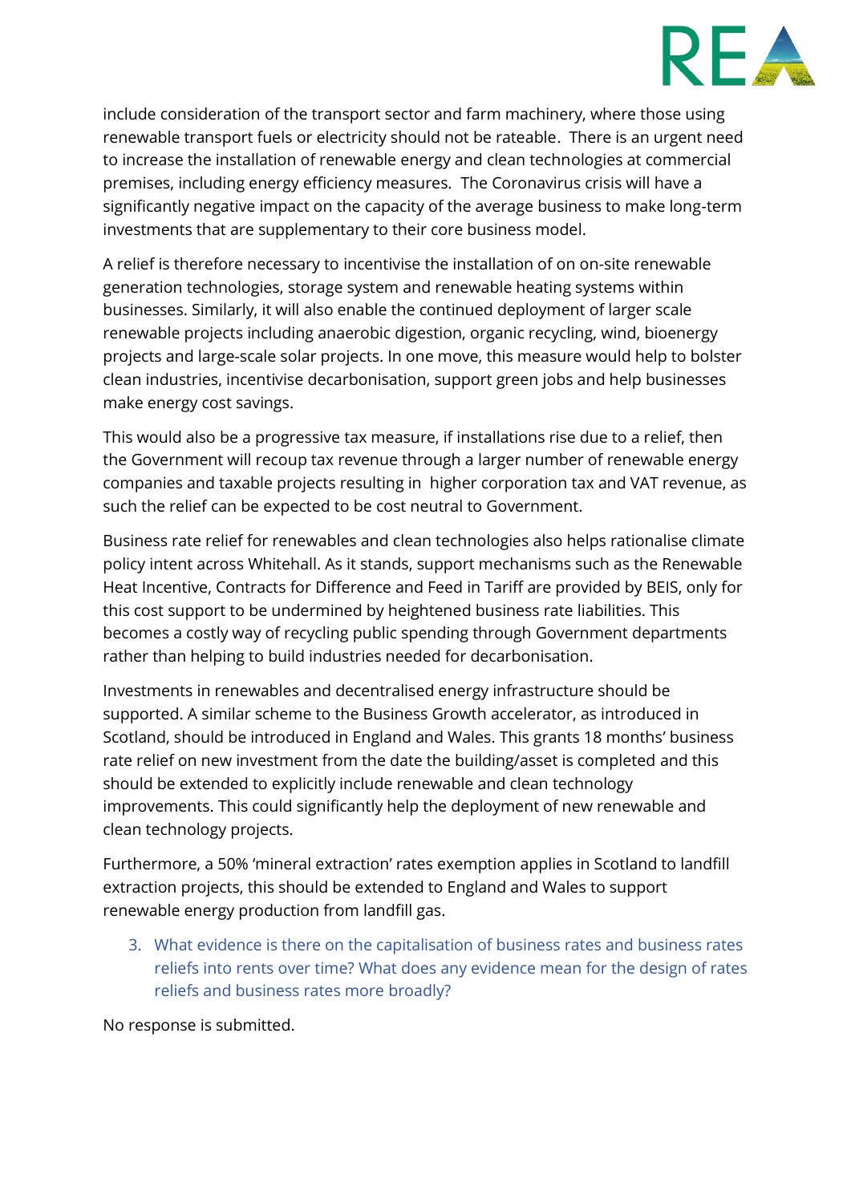include consideration of the transport sector and farm machinery, where those using renewable transport fuels or electricity should not be rateable. There is an urgent need to increase the installation of renewable energy and clean technologies at commercial premises, including energy efficiency measures. The Coronavirus crisis will have a significantly negative impact on the capacity of the average business to make long-term investments that are supplementary to their core business model.

A relief is therefore necessary to incentivise the installation of on on-site renewable generation technologies, storage system and renewable heating systems within businesses. Similarly, it will also enable the continued deployment of larger scale renewable projects including anaerobic digestion, organic recycling, wind, bioenergy projects and large-scale solar projects. In one move, this measure would help to bolster clean industries, incentivise decarbonisation, support green jobs and help businesses make energy cost savings.

This would also be a progressive tax measure, if installations rise due to a relief, then the Government will recoup tax revenue through a larger number of renewable energy companies and taxable projects resulting in higher corporation tax and VAT revenue, as such the relief can be expected to be cost neutral to Government.

Business rate relief for renewables and clean technologies also helps rationalise climate policy intent across Whitehall. As it stands, support mechanisms such as the Renewable Heat Incentive, Contracts for Difference and Feed in Tariff are provided by BEIS, only for this cost support to be undermined by heightened business rate liabilities. This becomes a costly way of recycling public spending through Government departments rather than helping to build industries needed for decarbonisation.

Investments in renewables and decentralised energy infrastructure should be supported. A similar scheme to the Business Growth accelerator, as introduced in Scotland, should be introduced in England and Wales. This grants 18 months' business rate relief on new investment from the date the building/asset is completed and this should be extended to explicitly include renewable and clean technology improvements. This could significantly help the deployment of new renewable and clean technology projects.

Furthermore, a 50% 'mineral extraction' rates exemption applies in Scotland to landfill extraction projects, this should be extended to England and Wales to support renewable energy production from landfill gas.

3. What evidence is there on the capitalisation of business rates and business rates reliefs into rents over time? What does any evidence mean for the design of rates reliefs and business rates more broadly?

No response is submitted.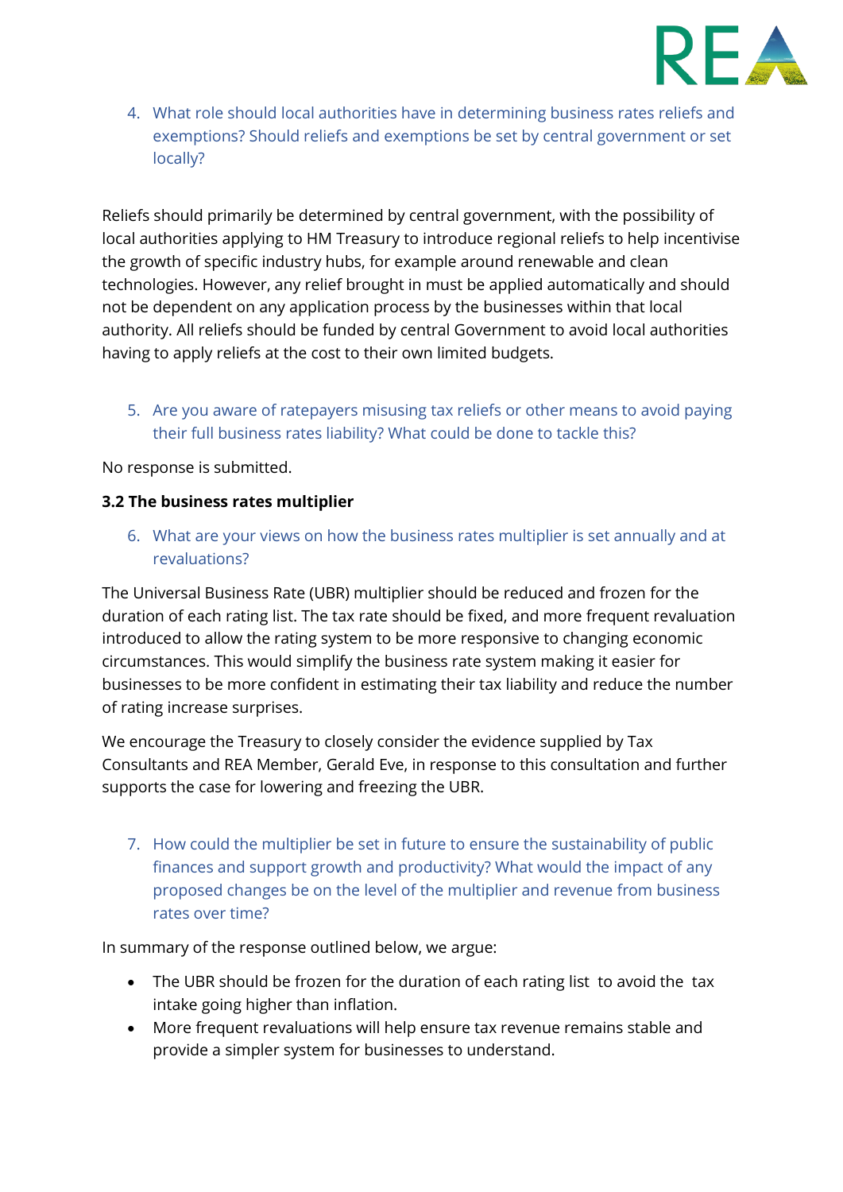4. What role should local authorities have in determining business rates reliefs and exemptions? Should reliefs and exemptions be set by central government or set locally?

Reliefs should primarily be determined by central government, with the possibility of local authorities applying to HM Treasury to introduce regional reliefs to help incentivise the growth of specific industry hubs, for example around renewable and clean technologies. However, any relief brought in must be applied automatically and should not be dependent on any application process by the businesses within that local authority. All reliefs should be funded by central Government to avoid local authorities having to apply reliefs at the cost to their own limited budgets.

5. Are you aware of ratepayers misusing tax reliefs or other means to avoid paying their full business rates liability? What could be done to tackle this?

No response is submitted.

**3.2 The business rates multiplier**

6. What are your views on how the business rates multiplier is set annually and at revaluations?

The Universal Business Rate (UBR) multiplier should be reduced and frozen for the duration of each rating list. The tax rate should be fixed, and more frequent revaluation introduced to allow the rating system to be more responsive to changing economic circumstances. This would simplify the business rate system making it easier for businesses to be more confident in estimating their tax liability and reduce the number of rating increase surprises.

We encourage the Treasury to closely consider the evidence supplied by Tax Consultants and REA Member, Gerald Eve, in response to this consultation and further supports the case for lowering and freezing the UBR.

7. How could the multiplier be set in future to ensure the sustainability of public finances and support growth and productivity? What would the impact of any proposed changes be on the level of the multiplier and revenue from business rates over time?

In summary of the response outlined below, we argue:

- The UBR should be frozen for the duration of each rating list to avoid the tax intake going higher than inflation.
- More frequent revaluations will help ensure tax revenue remains stable and provide a simpler system for businesses to understand.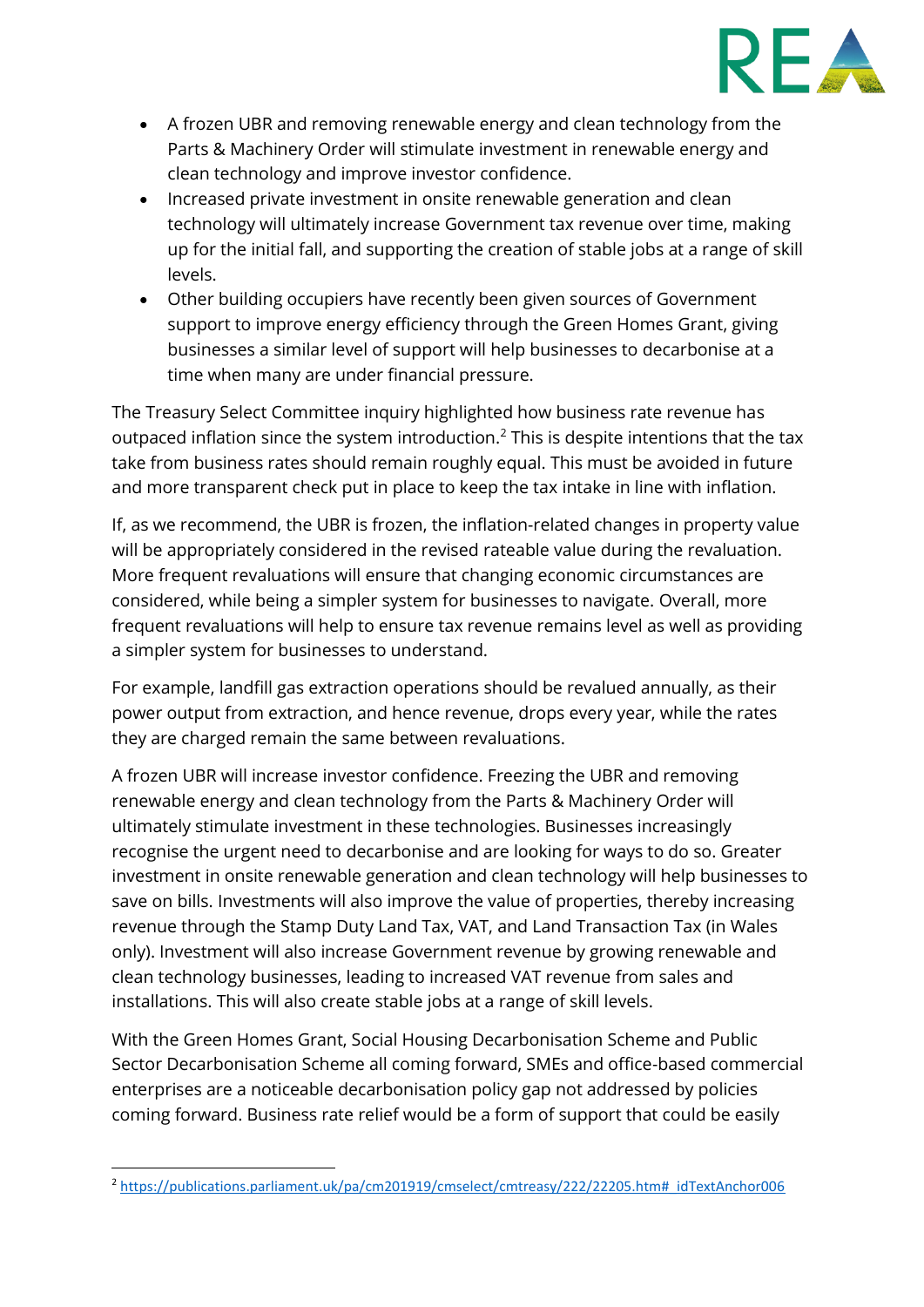- A frozen UBR and removing renewable energy and clean technology from the Parts & Machinery Order will stimulate investment in renewable energy and clean technology and improve investor confidence.
- Increased private investment in onsite renewable generation and clean technology will ultimately increase Government tax revenue over time, making up for the initial fall, and supporting the creation of stable jobs at a range of skill levels.
- Other building occupiers have recently been given sources of Government support to improve energy efficiency through the Green Homes Grant, giving businesses a similar level of support will help businesses to decarbonise at a time when many are under financial pressure.

The Treasury Select Committee inquiry highlighted how business rate revenue has outpaced inflation since the system introduction.[2] This is despite intentions that the tax take from business rates should remain roughly equal. This must be avoided in future and more transparent check put in place to keep the tax intake in line with inflation.

If, as we recommend, the UBR is frozen, the inflation-related changes in property value will be appropriately considered in the revised rateable value during the revaluation. More frequent revaluations will ensure that changing economic circumstances are considered, while being a simpler system for businesses to navigate. Overall, more frequent revaluations will help to ensure tax revenue remains level as well as providing a simpler system for businesses to understand.

For example, landfill gas extraction operations should be revalued annually, as their power output from extraction, and hence revenue, drops every year, while the rates they are charged remain the same between revaluations.

A frozen UBR will increase investor confidence. Freezing the UBR and removing renewable energy and clean technology from the Parts & Machinery Order will ultimately stimulate investment in these technologies. Businesses increasingly recognise the urgent need to decarbonise and are looking for ways to do so. Greater investment in onsite renewable generation and clean technology will help businesses to save on bills. Investments will also improve the value of properties, thereby increasing revenue through the Stamp Duty Land Tax, VAT, and Land Transaction Tax (in Wales only). Investment will also increase Government revenue by growing renewable and clean technology businesses, leading to increased VAT revenue from sales and installations. This will also create stable jobs at a range of skill levels.

With the Green Homes Grant, Social Housing Decarbonisation Scheme and Public Sector Decarbonisation Scheme all coming forward, SMEs and office-based commercial enterprises are a noticeable decarbonisation policy gap not addressed by policies coming forward. Business rate relief would be a form of support that could be easily

[2] https://publications.parliament.uk/pa/cm201919/cmselect/cmtreasy/222/22205.htm#_idTextAnchor006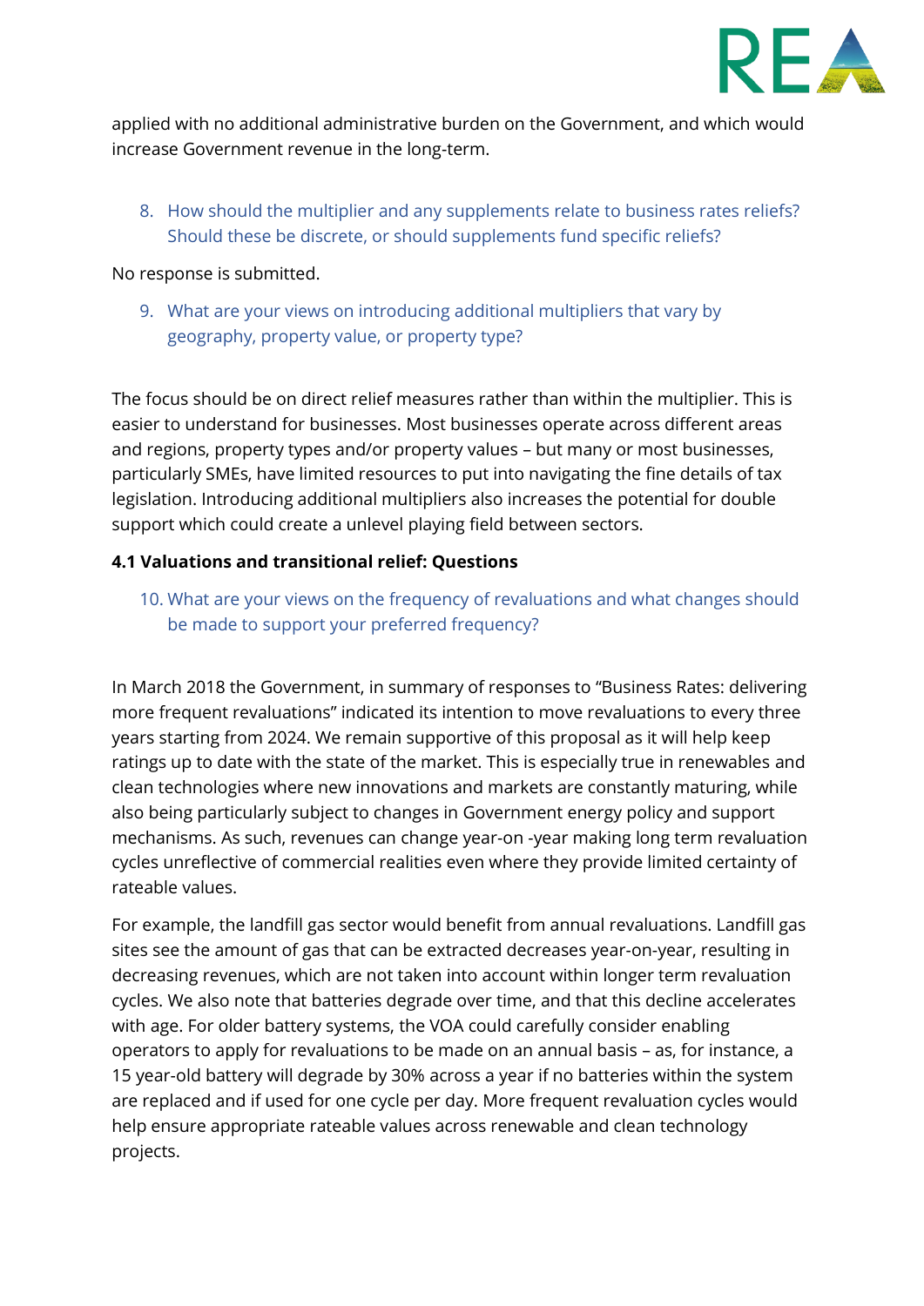applied with no additional administrative burden on the Government, and which would increase Government revenue in the long-term.

8. How should the multiplier and any supplements relate to business rates reliefs? Should these be discrete, or should supplements fund specific reliefs?

No response is submitted.

9. What are your views on introducing additional multipliers that vary by geography, property value, or property type?

The focus should be on direct relief measures rather than within the multiplier. This is easier to understand for businesses. Most businesses operate across different areas and regions, property types and/or property values – but many or most businesses, particularly SMEs, have limited resources to put into navigating the fine details of tax legislation. Introducing additional multipliers also increases the potential for double support which could create a unlevel playing field between sectors.

**4.1 Valuations and transitional relief: Questions**

10. What are your views on the frequency of revaluations and what changes should be made to support your preferred frequency?

In March 2018 the Government, in summary of responses to "Business Rates: delivering more frequent revaluations" indicated its intention to move revaluations to every three years starting from 2024. We remain supportive of this proposal as it will help keep ratings up to date with the state of the market. This is especially true in renewables and clean technologies where new innovations and markets are constantly maturing, while also being particularly subject to changes in Government energy policy and support mechanisms. As such, revenues can change year-on -year making long term revaluation cycles unreflective of commercial realities even where they provide limited certainty of rateable values.

For example, the landfill gas sector would benefit from annual revaluations. Landfill gas sites see the amount of gas that can be extracted decreases year-on-year, resulting in decreasing revenues, which are not taken into account within longer term revaluation cycles. We also note that batteries degrade over time, and that this decline accelerates with age. For older battery systems, the VOA could carefully consider enabling operators to apply for revaluations to be made on an annual basis – as, for instance, a 15 year-old battery will degrade by 30% across a year if no batteries within the system are replaced and if used for one cycle per day. More frequent revaluation cycles would help ensure appropriate rateable values across renewable and clean technology projects.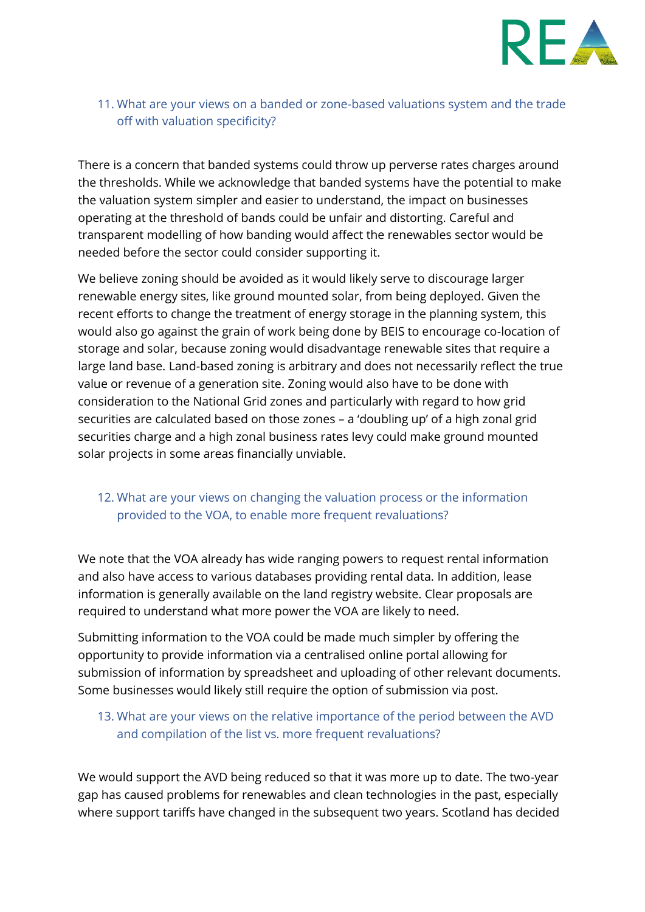11. What are your views on a banded or zone-based valuations system and the trade off with valuation specificity?

There is a concern that banded systems could throw up perverse rates charges around the thresholds. While we acknowledge that banded systems have the potential to make the valuation system simpler and easier to understand, the impact on businesses operating at the threshold of bands could be unfair and distorting. Careful and transparent modelling of how banding would affect the renewables sector would be needed before the sector could consider supporting it.

We believe zoning should be avoided as it would likely serve to discourage larger renewable energy sites, like ground mounted solar, from being deployed. Given the recent efforts to change the treatment of energy storage in the planning system, this would also go against the grain of work being done by BEIS to encourage co-location of storage and solar, because zoning would disadvantage renewable sites that require a large land base. Land-based zoning is arbitrary and does not necessarily reflect the true value or revenue of a generation site. Zoning would also have to be done with consideration to the National Grid zones and particularly with regard to how grid securities are calculated based on those zones – a 'doubling up' of a high zonal grid securities charge and a high zonal business rates levy could make ground mounted solar projects in some areas financially unviable.

12. What are your views on changing the valuation process or the information provided to the VOA, to enable more frequent revaluations?

We note that the VOA already has wide ranging powers to request rental information and also have access to various databases providing rental data. In addition, lease information is generally available on the land registry website. Clear proposals are required to understand what more power the VOA are likely to need.

Submitting information to the VOA could be made much simpler by offering the opportunity to provide information via a centralised online portal allowing for submission of information by spreadsheet and uploading of other relevant documents. Some businesses would likely still require the option of submission via post.

13. What are your views on the relative importance of the period between the AVD and compilation of the list vs. more frequent revaluations?

We would support the AVD being reduced so that it was more up to date. The two-year gap has caused problems for renewables and clean technologies in the past, especially where support tariffs have changed in the subsequent two years. Scotland has decided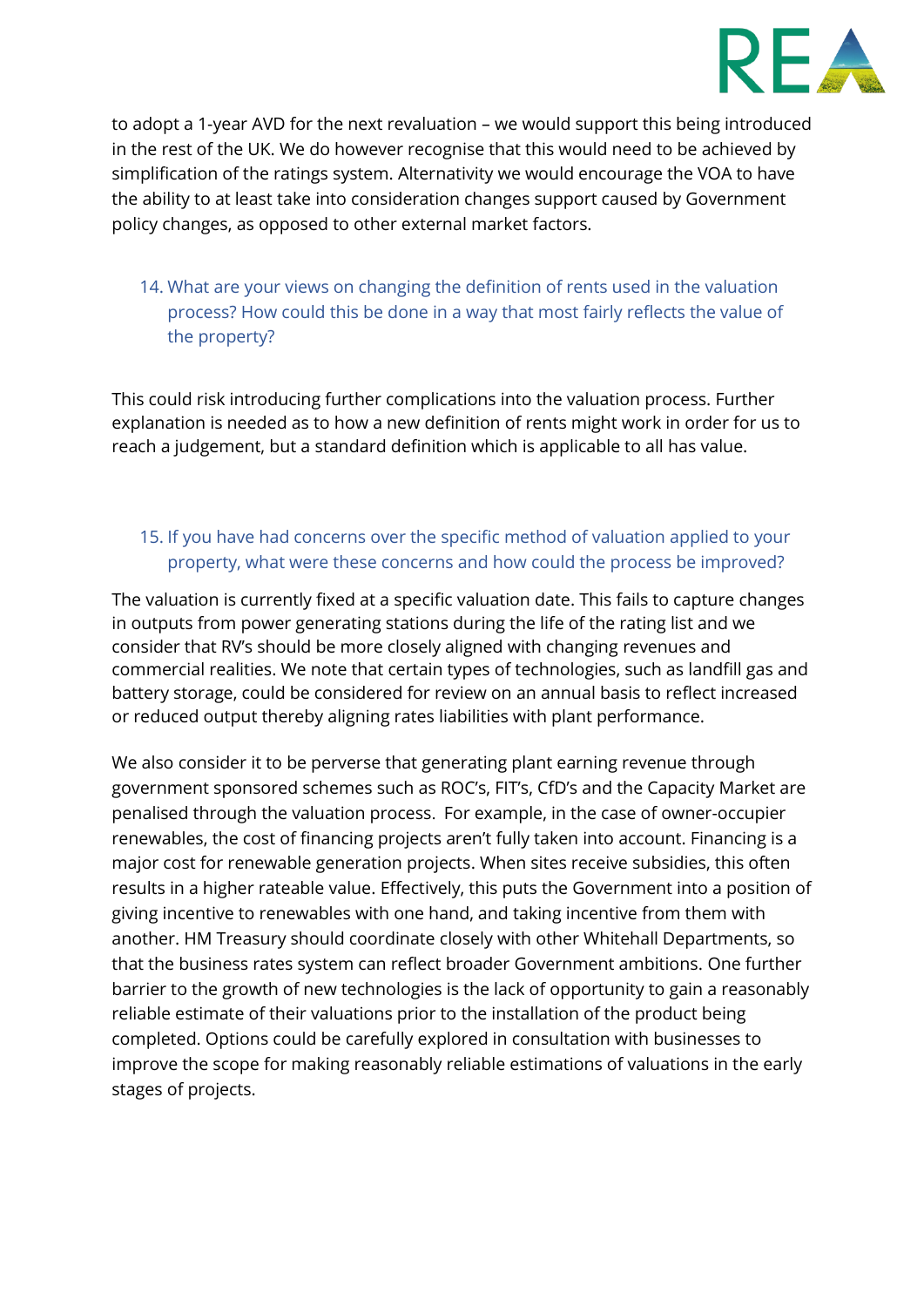to adopt a 1-year AVD for the next revaluation – we would support this being introduced in the rest of the UK. We do however recognise that this would need to be achieved by simplification of the ratings system. Alternativity we would encourage the VOA to have the ability to at least take into consideration changes support caused by Government policy changes, as opposed to other external market factors.

14. What are your views on changing the definition of rents used in the valuation process? How could this be done in a way that most fairly reflects the value of the property?

This could risk introducing further complications into the valuation process. Further explanation is needed as to how a new definition of rents might work in order for us to reach a judgement, but a standard definition which is applicable to all has value.

15. If you have had concerns over the specific method of valuation applied to your property, what were these concerns and how could the process be improved?

The valuation is currently fixed at a specific valuation date. This fails to capture changes in outputs from power generating stations during the life of the rating list and we consider that RV's should be more closely aligned with changing revenues and commercial realities. We note that certain types of technologies, such as landfill gas and battery storage, could be considered for review on an annual basis to reflect increased or reduced output thereby aligning rates liabilities with plant performance.

We also consider it to be perverse that generating plant earning revenue through government sponsored schemes such as ROC's, FIT's, CfD's and the Capacity Market are penalised through the valuation process. For example, in the case of owner-occupier renewables, the cost of financing projects aren't fully taken into account. Financing is a major cost for renewable generation projects. When sites receive subsidies, this often results in a higher rateable value. Effectively, this puts the Government into a position of giving incentive to renewables with one hand, and taking incentive from them with another. HM Treasury should coordinate closely with other Whitehall Departments, so that the business rates system can reflect broader Government ambitions. One further barrier to the growth of new technologies is the lack of opportunity to gain a reasonably reliable estimate of their valuations prior to the installation of the product being completed. Options could be carefully explored in consultation with businesses to improve the scope for making reasonably reliable estimations of valuations in the early stages of projects.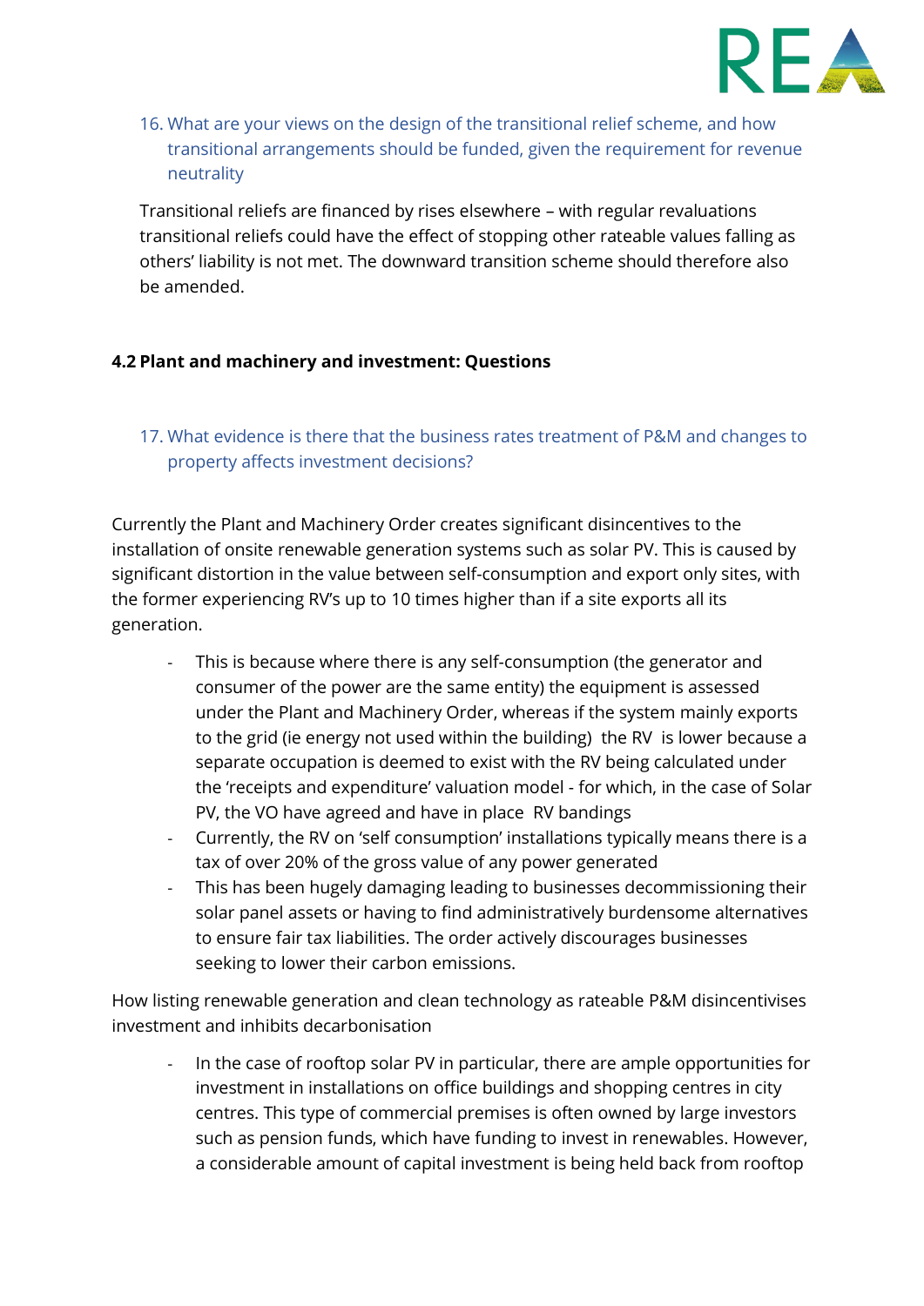16. What are your views on the design of the transitional relief scheme, and how transitional arrangements should be funded, given the requirement for revenue neutrality

Transitional reliefs are financed by rises elsewhere – with regular revaluations transitional reliefs could have the effect of stopping other rateable values falling as others' liability is not met. The downward transition scheme should therefore also be amended.

### 4.2 Plant and machinery and investment: Questions

17. What evidence is there that the business rates treatment of P&M and changes to property affects investment decisions?

Currently the Plant and Machinery Order creates significant disincentives to the installation of onsite renewable generation systems such as solar PV. This is caused by significant distortion in the value between self-consumption and export only sites, with the former experiencing RV's up to 10 times higher than if a site exports all its generation.

- This is because where there is any self-consumption (the generator and consumer of the power are the same entity) the equipment is assessed under the Plant and Machinery Order, whereas if the system mainly exports to the grid (ie energy not used within the building) the RV is lower because a separate occupation is deemed to exist with the RV being calculated under the 'receipts and expenditure' valuation model - for which, in the case of Solar PV, the VO have agreed and have in place RV bandings
- Currently, the RV on 'self consumption' installations typically means there is a tax of over 20% of the gross value of any power generated
- This has been hugely damaging leading to businesses decommissioning their solar panel assets or having to find administratively burdensome alternatives to ensure fair tax liabilities. The order actively discourages businesses seeking to lower their carbon emissions.

How listing renewable generation and clean technology as rateable P&M disincentivises investment and inhibits decarbonisation

- In the case of rooftop solar PV in particular, there are ample opportunities for investment in installations on office buildings and shopping centres in city centres. This type of commercial premises is often owned by large investors such as pension funds, which have funding to invest in renewables. However, a considerable amount of capital investment is being held back from rooftop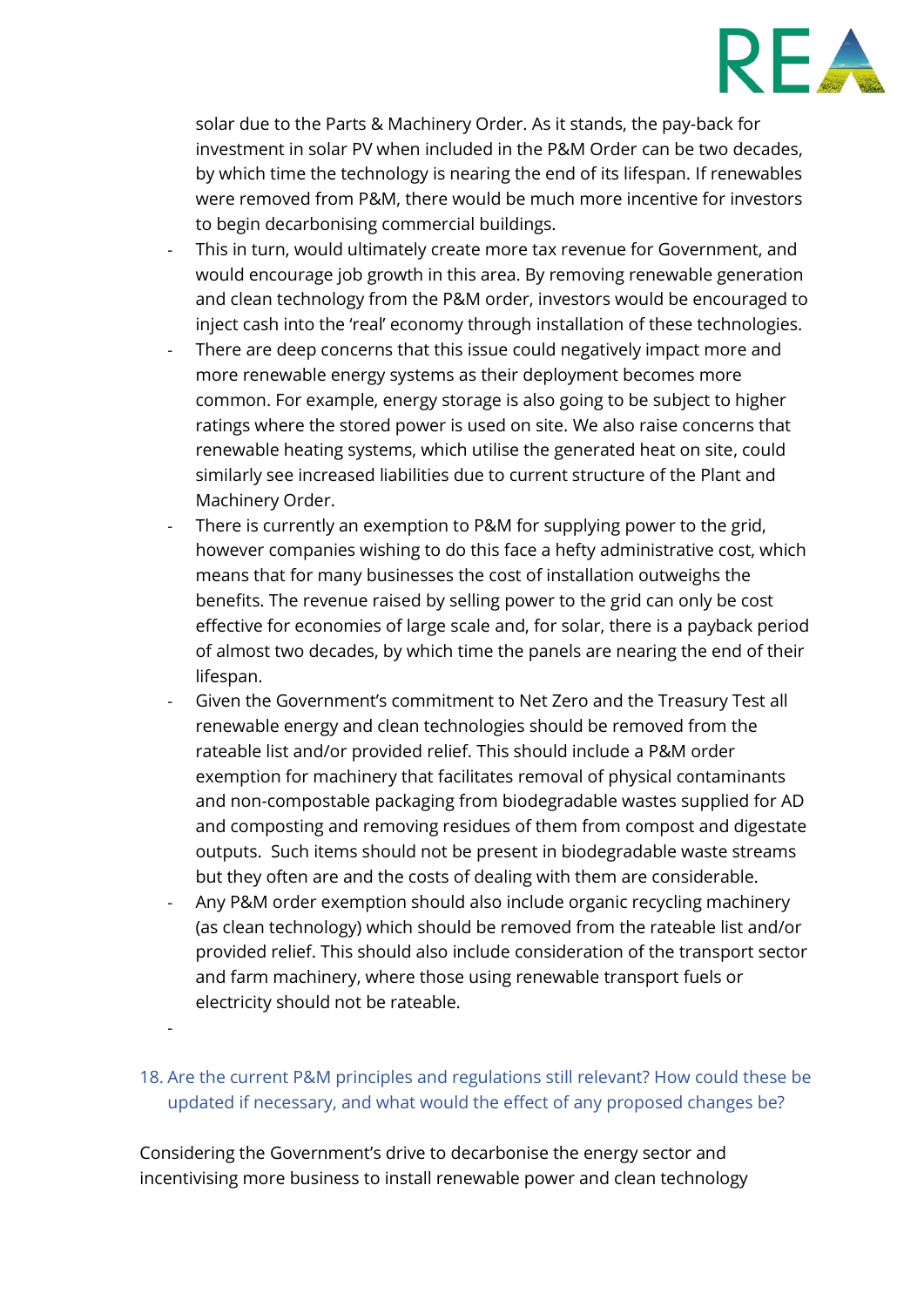solar due to the Parts & Machinery Order. As it stands, the pay-back for investment in solar PV when included in the P&M Order can be two decades, by which time the technology is nearing the end of its lifespan. If renewables were removed from P&M, there would be much more incentive for investors to begin decarbonising commercial buildings.

- This in turn, would ultimately create more tax revenue for Government, and would encourage job growth in this area. By removing renewable generation and clean technology from the P&M order, investors would be encouraged to inject cash into the 'real' economy through installation of these technologies.
- There are deep concerns that this issue could negatively impact more and more renewable energy systems as their deployment becomes more common. For example, energy storage is also going to be subject to higher ratings where the stored power is used on site. We also raise concerns that renewable heating systems, which utilise the generated heat on site, could similarly see increased liabilities due to current structure of the Plant and Machinery Order.
- There is currently an exemption to P&M for supplying power to the grid, however companies wishing to do this face a hefty administrative cost, which means that for many businesses the cost of installation outweighs the benefits. The revenue raised by selling power to the grid can only be cost effective for economies of large scale and, for solar, there is a payback period of almost two decades, by which time the panels are nearing the end of their lifespan.
- Given the Government's commitment to Net Zero and the Treasury Test all renewable energy and clean technologies should be removed from the rateable list and/or provided relief. This should include a P&M order exemption for machinery that facilitates removal of physical contaminants and non-compostable packaging from biodegradable wastes supplied for AD and composting and removing residues of them from compost and digestate outputs. Such items should not be present in biodegradable waste streams but they often are and the costs of dealing with them are considerable.
- Any P&M order exemption should also include organic recycling machinery (as clean technology) which should be removed from the rateable list and/or provided relief. This should also include consideration of the transport sector and farm machinery, where those using renewable transport fuels or electricity should not be rateable.
- 

18. Are the current P&M principles and regulations still relevant? How could these be updated if necessary, and what would the effect of any proposed changes be?

Considering the Government's drive to decarbonise the energy sector and incentivising more business to install renewable power and clean technology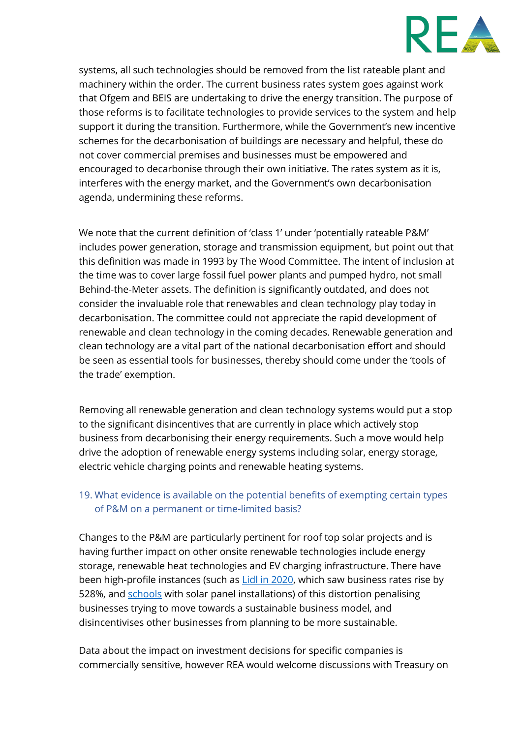systems, all such technologies should be removed from the list rateable plant and machinery within the order. The current business rates system goes against work that Ofgem and BEIS are undertaking to drive the energy transition. The purpose of those reforms is to facilitate technologies to provide services to the system and help support it during the transition. Furthermore, while the Government's new incentive schemes for the decarbonisation of buildings are necessary and helpful, these do not cover commercial premises and businesses must be empowered and encouraged to decarbonise through their own initiative. The rates system as it is, interferes with the energy market, and the Government's own decarbonisation agenda, undermining these reforms.

We note that the current definition of 'class 1' under 'potentially rateable P&M' includes power generation, storage and transmission equipment, but point out that this definition was made in 1993 by The Wood Committee. The intent of inclusion at the time was to cover large fossil fuel power plants and pumped hydro, not small Behind-the-Meter assets. The definition is significantly outdated, and does not consider the invaluable role that renewables and clean technology play today in decarbonisation. The committee could not appreciate the rapid development of renewable and clean technology in the coming decades. Renewable generation and clean technology are a vital part of the national decarbonisation effort and should be seen as essential tools for businesses, thereby should come under the 'tools of the trade' exemption.

Removing all renewable generation and clean technology systems would put a stop to the significant disincentives that are currently in place which actively stop business from decarbonising their energy requirements. Such a move would help drive the adoption of renewable energy systems including solar, energy storage, electric vehicle charging points and renewable heating systems.

### 19. What evidence is available on the potential benefits of exempting certain types of P&M on a permanent or time-limited basis?

Changes to the P&M are particularly pertinent for roof top solar projects and is having further impact on other onsite renewable technologies include energy storage, renewable heat technologies and EV charging infrastructure. There have been high-profile instances (such as Lidl in 2020, which saw business rates rise by 528%, and schools with solar panel installations) of this distortion penalising businesses trying to move towards a sustainable business model, and disincentivises other businesses from planning to be more sustainable.

Data about the impact on investment decisions for specific companies is commercially sensitive, however REA would welcome discussions with Treasury on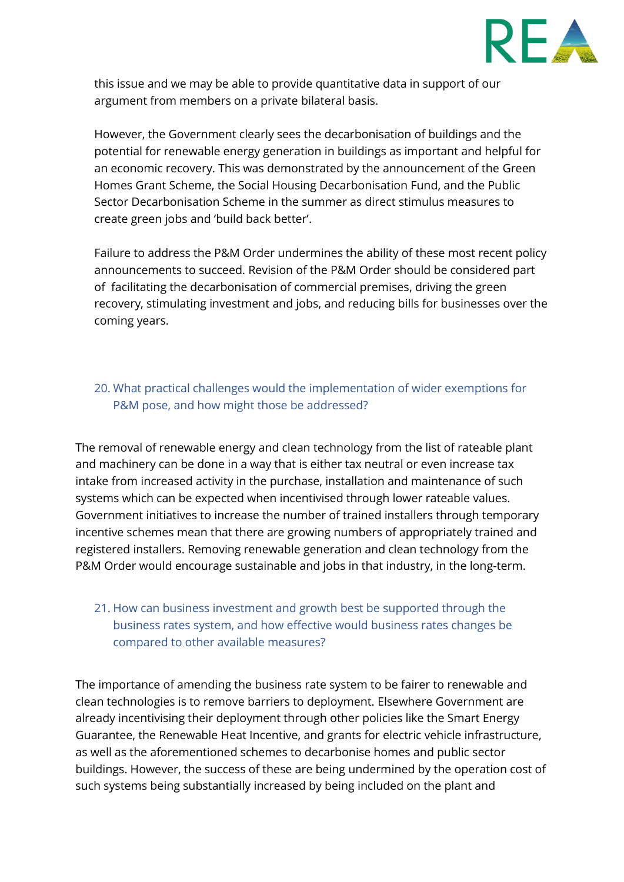this issue and we may be able to provide quantitative data in support of our argument from members on a private bilateral basis.

However, the Government clearly sees the decarbonisation of buildings and the potential for renewable energy generation in buildings as important and helpful for an economic recovery. This was demonstrated by the announcement of the Green Homes Grant Scheme, the Social Housing Decarbonisation Fund, and the Public Sector Decarbonisation Scheme in the summer as direct stimulus measures to create green jobs and 'build back better'.

Failure to address the P&M Order undermines the ability of these most recent policy announcements to succeed. Revision of the P&M Order should be considered part of facilitating the decarbonisation of commercial premises, driving the green recovery, stimulating investment and jobs, and reducing bills for businesses over the coming years.

### 20. What practical challenges would the implementation of wider exemptions for P&M pose, and how might those be addressed?

The removal of renewable energy and clean technology from the list of rateable plant and machinery can be done in a way that is either tax neutral or even increase tax intake from increased activity in the purchase, installation and maintenance of such systems which can be expected when incentivised through lower rateable values. Government initiatives to increase the number of trained installers through temporary incentive schemes mean that there are growing numbers of appropriately trained and registered installers. Removing renewable generation and clean technology from the P&M Order would encourage sustainable and jobs in that industry, in the long-term.

### 21. How can business investment and growth best be supported through the business rates system, and how effective would business rates changes be compared to other available measures?

The importance of amending the business rate system to be fairer to renewable and clean technologies is to remove barriers to deployment. Elsewhere Government are already incentivising their deployment through other policies like the Smart Energy Guarantee, the Renewable Heat Incentive, and grants for electric vehicle infrastructure, as well as the aforementioned schemes to decarbonise homes and public sector buildings. However, the success of these are being undermined by the operation cost of such systems being substantially increased by being included on the plant and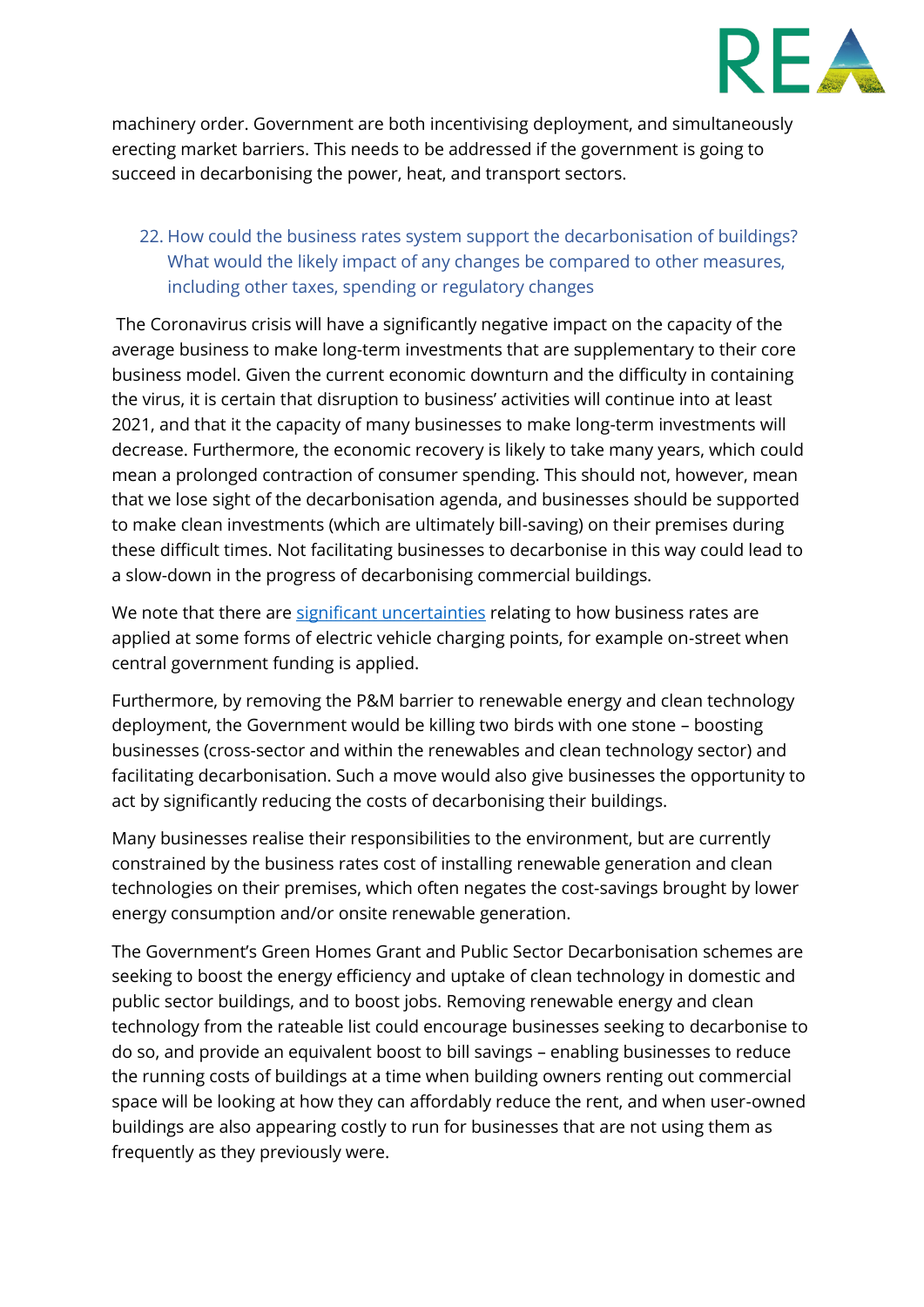machinery order. Government are both incentivising deployment, and simultaneously erecting market barriers. This needs to be addressed if the government is going to succeed in decarbonising the power, heat, and transport sectors.

22. How could the business rates system support the decarbonisation of buildings? What would the likely impact of any changes be compared to other measures, including other taxes, spending or regulatory changes

The Coronavirus crisis will have a significantly negative impact on the capacity of the average business to make long-term investments that are supplementary to their core business model. Given the current economic downturn and the difficulty in containing the virus, it is certain that disruption to business' activities will continue into at least 2021, and that it the capacity of many businesses to make long-term investments will decrease. Furthermore, the economic recovery is likely to take many years, which could mean a prolonged contraction of consumer spending. This should not, however, mean that we lose sight of the decarbonisation agenda, and businesses should be supported to make clean investments (which are ultimately bill-saving) on their premises during these difficult times. Not facilitating businesses to decarbonise in this way could lead to a slow-down in the progress of decarbonising commercial buildings.

We note that there are significant uncertainties relating to how business rates are applied at some forms of electric vehicle charging points, for example on-street when central government funding is applied.

Furthermore, by removing the P&M barrier to renewable energy and clean technology deployment, the Government would be killing two birds with one stone – boosting businesses (cross-sector and within the renewables and clean technology sector) and facilitating decarbonisation. Such a move would also give businesses the opportunity to act by significantly reducing the costs of decarbonising their buildings.

Many businesses realise their responsibilities to the environment, but are currently constrained by the business rates cost of installing renewable generation and clean technologies on their premises, which often negates the cost-savings brought by lower energy consumption and/or onsite renewable generation.

The Government's Green Homes Grant and Public Sector Decarbonisation schemes are seeking to boost the energy efficiency and uptake of clean technology in domestic and public sector buildings, and to boost jobs. Removing renewable energy and clean technology from the rateable list could encourage businesses seeking to decarbonise to do so, and provide an equivalent boost to bill savings – enabling businesses to reduce the running costs of buildings at a time when building owners renting out commercial space will be looking at how they can affordably reduce the rent, and when user-owned buildings are also appearing costly to run for businesses that are not using them as frequently as they previously were.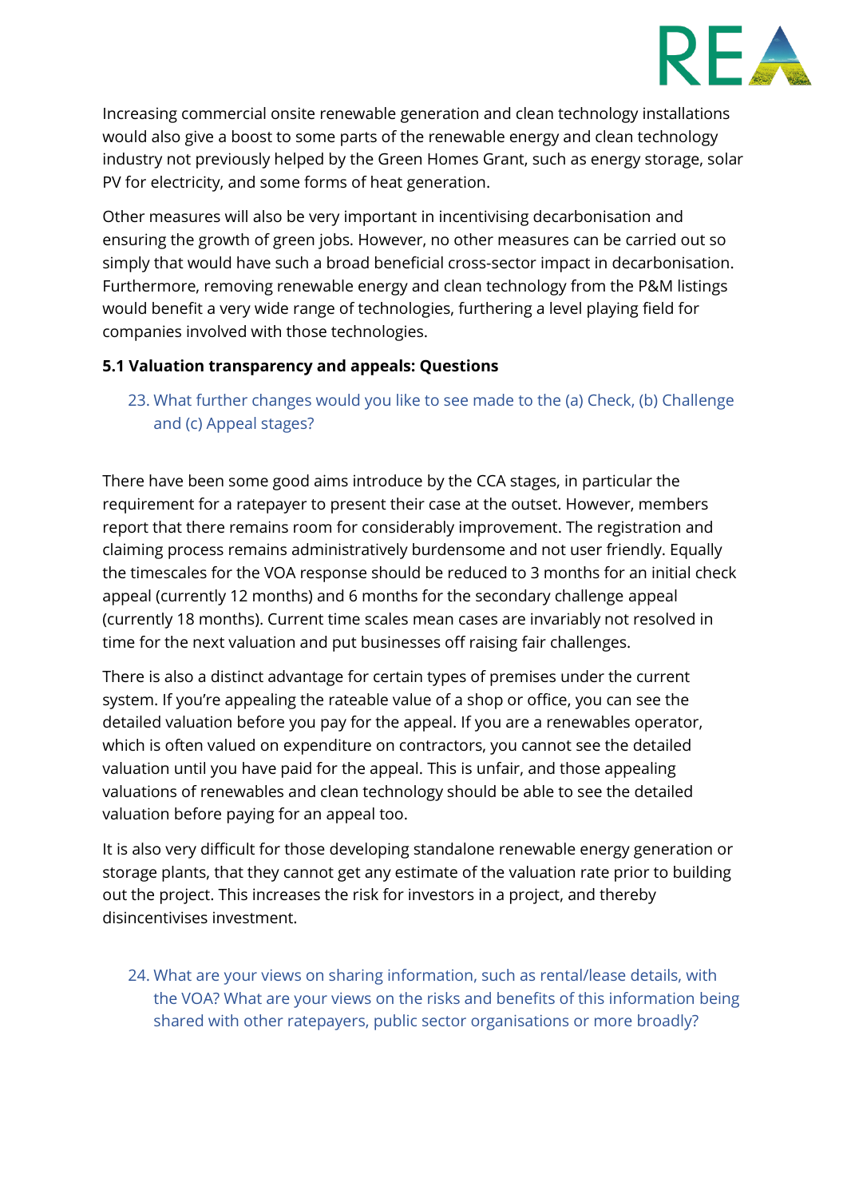Increasing commercial onsite renewable generation and clean technology installations would also give a boost to some parts of the renewable energy and clean technology industry not previously helped by the Green Homes Grant, such as energy storage, solar PV for electricity, and some forms of heat generation.

Other measures will also be very important in incentivising decarbonisation and ensuring the growth of green jobs. However, no other measures can be carried out so simply that would have such a broad beneficial cross-sector impact in decarbonisation. Furthermore, removing renewable energy and clean technology from the P&M listings would benefit a very wide range of technologies, furthering a level playing field for companies involved with those technologies.

**5.1 Valuation transparency and appeals: Questions**

23. What further changes would you like to see made to the (a) Check, (b) Challenge and (c) Appeal stages?

There have been some good aims introduce by the CCA stages, in particular the requirement for a ratepayer to present their case at the outset. However, members report that there remains room for considerably improvement. The registration and claiming process remains administratively burdensome and not user friendly. Equally the timescales for the VOA response should be reduced to 3 months for an initial check appeal (currently 12 months) and 6 months for the secondary challenge appeal (currently 18 months). Current time scales mean cases are invariably not resolved in time for the next valuation and put businesses off raising fair challenges.

There is also a distinct advantage for certain types of premises under the current system. If you're appealing the rateable value of a shop or office, you can see the detailed valuation before you pay for the appeal. If you are a renewables operator, which is often valued on expenditure on contractors, you cannot see the detailed valuation until you have paid for the appeal. This is unfair, and those appealing valuations of renewables and clean technology should be able to see the detailed valuation before paying for an appeal too.

It is also very difficult for those developing standalone renewable energy generation or storage plants, that they cannot get any estimate of the valuation rate prior to building out the project. This increases the risk for investors in a project, and thereby disincentivises investment.

24. What are your views on sharing information, such as rental/lease details, with the VOA? What are your views on the risks and benefits of this information being shared with other ratepayers, public sector organisations or more broadly?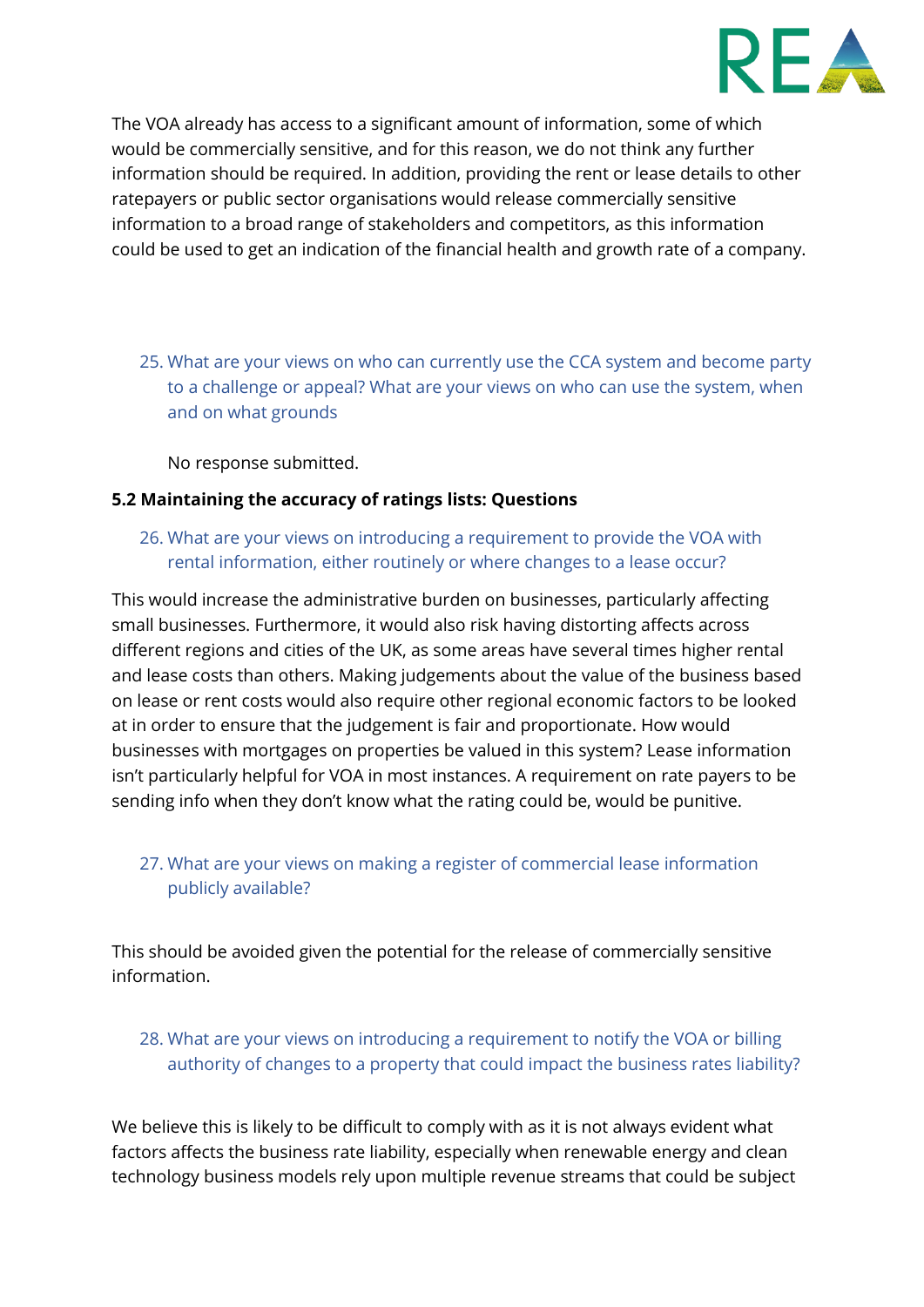The VOA already has access to a significant amount of information, some of which would be commercially sensitive, and for this reason, we do not think any further information should be required. In addition, providing the rent or lease details to other ratepayers or public sector organisations would release commercially sensitive information to a broad range of stakeholders and competitors, as this information could be used to get an indication of the financial health and growth rate of a company.

25. What are your views on who can currently use the CCA system and become party to a challenge or appeal? What are your views on who can use the system, when and on what grounds

    No response submitted.

### 5.2 Maintaining the accuracy of ratings lists: Questions

26. What are your views on introducing a requirement to provide the VOA with rental information, either routinely or where changes to a lease occur?

This would increase the administrative burden on businesses, particularly affecting small businesses. Furthermore, it would also risk having distorting affects across different regions and cities of the UK, as some areas have several times higher rental and lease costs than others. Making judgements about the value of the business based on lease or rent costs would also require other regional economic factors to be looked at in order to ensure that the judgement is fair and proportionate. How would businesses with mortgages on properties be valued in this system? Lease information isn't particularly helpful for VOA in most instances. A requirement on rate payers to be sending info when they don't know what the rating could be, would be punitive.

27. What are your views on making a register of commercial lease information publicly available?

This should be avoided given the potential for the release of commercially sensitive information.

28. What are your views on introducing a requirement to notify the VOA or billing authority of changes to a property that could impact the business rates liability?

We believe this is likely to be difficult to comply with as it is not always evident what factors affects the business rate liability, especially when renewable energy and clean technology business models rely upon multiple revenue streams that could be subject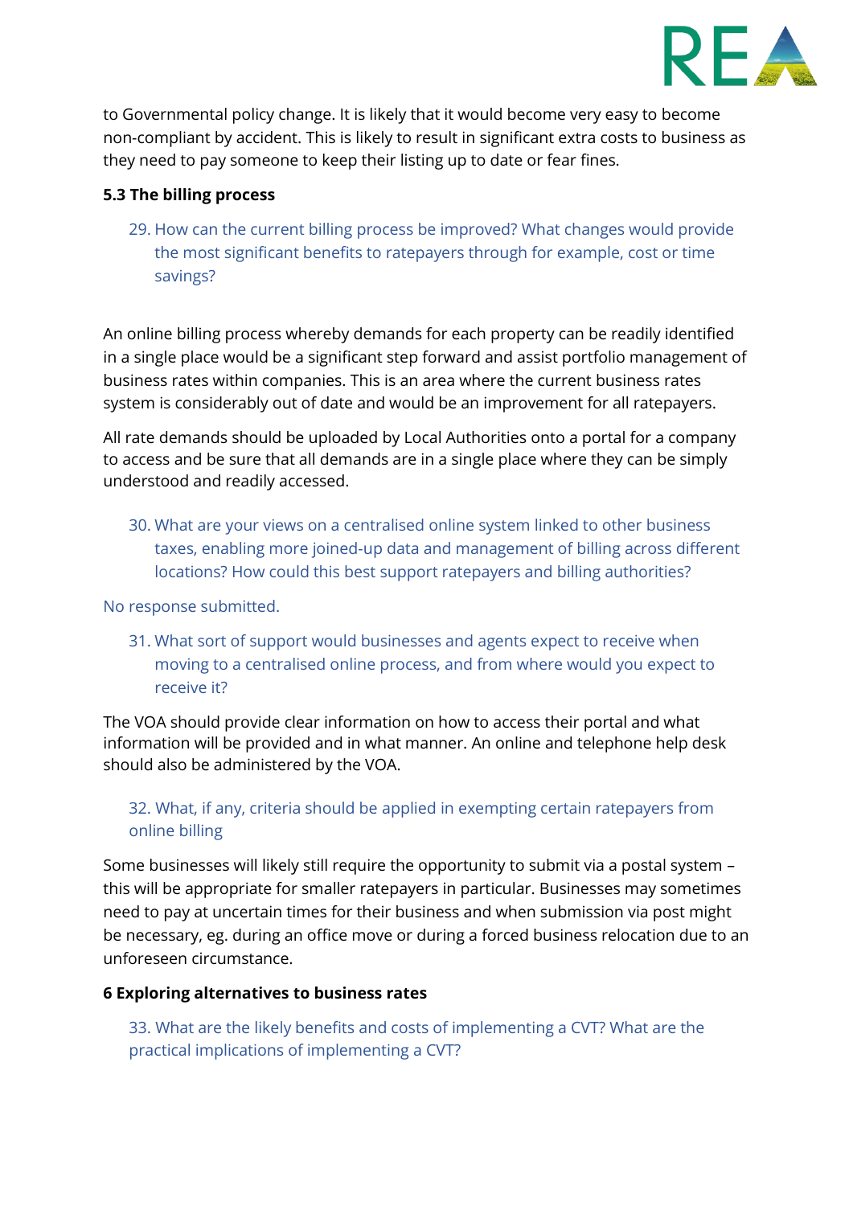to Governmental policy change. It is likely that it would become very easy to become non-compliant by accident. This is likely to result in significant extra costs to business as they need to pay someone to keep their listing up to date or fear fines.

### 5.3 The billing process

29. How can the current billing process be improved? What changes would provide the most significant benefits to ratepayers through for example, cost or time savings?

An online billing process whereby demands for each property can be readily identified in a single place would be a significant step forward and assist portfolio management of business rates within companies. This is an area where the current business rates system is considerably out of date and would be an improvement for all ratepayers.

All rate demands should be uploaded by Local Authorities onto a portal for a company to access and be sure that all demands are in a single place where they can be simply understood and readily accessed.

30. What are your views on a centralised online system linked to other business taxes, enabling more joined-up data and management of billing across different locations? How could this best support ratepayers and billing authorities?

No response submitted.

31. What sort of support would businesses and agents expect to receive when moving to a centralised online process, and from where would you expect to receive it?

The VOA should provide clear information on how to access their portal and what information will be provided and in what manner. An online and telephone help desk should also be administered by the VOA.

32. What, if any, criteria should be applied in exempting certain ratepayers from online billing

Some businesses will likely still require the opportunity to submit via a postal system – this will be appropriate for smaller ratepayers in particular. Businesses may sometimes need to pay at uncertain times for their business and when submission via post might be necessary, eg. during an office move or during a forced business relocation due to an unforeseen circumstance.

## 6 Exploring alternatives to business rates

33. What are the likely benefits and costs of implementing a CVT? What are the practical implications of implementing a CVT?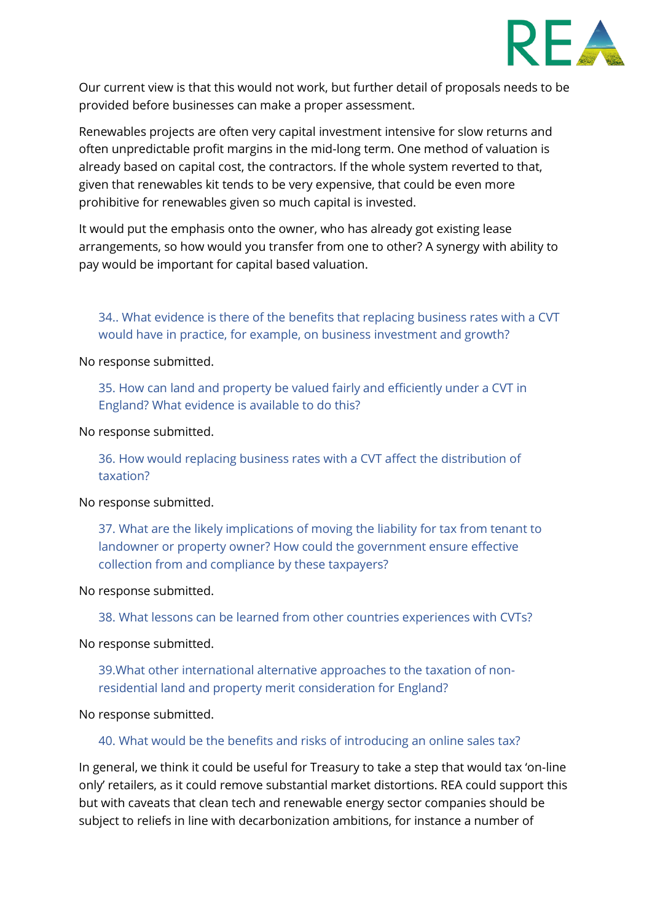Our current view is that this would not work, but further detail of proposals needs to be provided before businesses can make a proper assessment.

Renewables projects are often very capital investment intensive for slow returns and often unpredictable profit margins in the mid-long term. One method of valuation is already based on capital cost, the contractors. If the whole system reverted to that, given that renewables kit tends to be very expensive, that could be even more prohibitive for renewables given so much capital is invested.

It would put the emphasis onto the owner, who has already got existing lease arrangements, so how would you transfer from one to other? A synergy with ability to pay would be important for capital based valuation.

> 34.. What evidence is there of the benefits that replacing business rates with a CVT would have in practice, for example, on business investment and growth?

No response submitted.

> 35. How can land and property be valued fairly and efficiently under a CVT in England? What evidence is available to do this?

No response submitted.

> 36. How would replacing business rates with a CVT affect the distribution of taxation?

No response submitted.

> 37. What are the likely implications of moving the liability for tax from tenant to landowner or property owner? How could the government ensure effective collection from and compliance by these taxpayers?

No response submitted.

> 38. What lessons can be learned from other countries experiences with CVTs?

No response submitted.

> 39.What other international alternative approaches to the taxation of non-residential land and property merit consideration for England?

No response submitted.

> 40. What would be the benefits and risks of introducing an online sales tax?

In general, we think it could be useful for Treasury to take a step that would tax 'on-line only' retailers, as it could remove substantial market distortions. REA could support this but with caveats that clean tech and renewable energy sector companies should be subject to reliefs in line with decarbonization ambitions, for instance a number of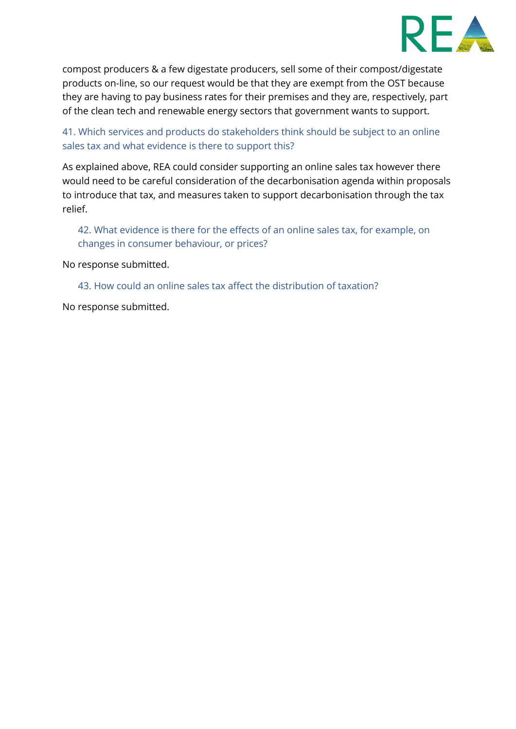compost producers & a few digestate producers, sell some of their compost/digestate products on-line, so our request would be that they are exempt from the OST because they are having to pay business rates for their premises and they are, respectively, part of the clean tech and renewable energy sectors that government wants to support.

### 41. Which services and products do stakeholders think should be subject to an online sales tax and what evidence is there to support this?

As explained above, REA could consider supporting an online sales tax however there would need to be careful consideration of the decarbonisation agenda within proposals to introduce that tax, and measures taken to support decarbonisation through the tax relief.

### 42. What evidence is there for the effects of an online sales tax, for example, on changes in consumer behaviour, or prices?

No response submitted.

### 43. How could an online sales tax affect the distribution of taxation?

No response submitted.